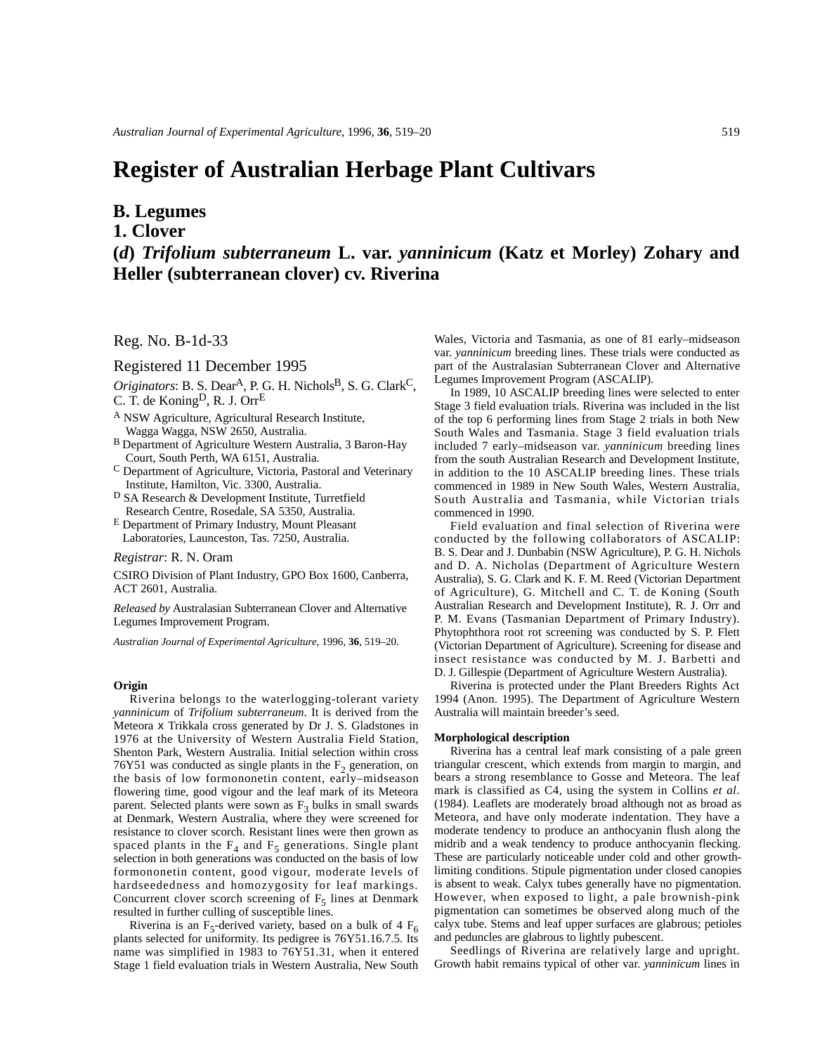# Register of Australian Herbage Plant Cultivars

## B. Legumes

## 1. Clover

## (*d*) *Trifolium subterraneum* L. var. *yanninicum* (Katz et Morley) Zohary and Heller (subterranean clover) cv. Riverina

Reg. No. B-1d-33

Registered 11 December 1995

*Originators*: B. S. Dear[A], P. G. H. Nichols[B], S. G. Clark[C], C. T. de Koning[D], R. J. Orr[E]

[A] NSW Agriculture, Agricultural Research Institute, Wagga Wagga, NSW 2650, Australia.
[B] Department of Agriculture Western Australia, 3 Baron-Hay Court, South Perth, WA 6151, Australia.
[C] Department of Agriculture, Victoria, Pastoral and Veterinary Institute, Hamilton, Vic. 3300, Australia.
[D] SA Research & Development Institute, Turretfield Research Centre, Rosedale, SA 5350, Australia.
[E] Department of Primary Industry, Mount Pleasant Laboratories, Launceston, Tas. 7250, Australia.

*Registrar*: R. N. Oram

CSIRO Division of Plant Industry, GPO Box 1600, Canberra, ACT 2601, Australia.

*Released by* Australasian Subterranean Clover and Alternative Legumes Improvement Program.

*Australian Journal of Experimental Agriculture*, 1996, **36**, 519–20.

### Origin

Riverina belongs to the waterlogging-tolerant variety *yanninicum* of *Trifolium subterraneum*. It is derived from the Meteora x Trikkala cross generated by Dr J. S. Gladstones in 1976 at the University of Western Australia Field Station, Shenton Park, Western Australia. Initial selection within cross 76Y51 was conducted as single plants in the $F_2$ generation, on the basis of low formononetin content, early–midseason flowering time, good vigour and the leaf mark of its Meteora parent. Selected plants were sown as $F_3$ bulks in small swards at Denmark, Western Australia, where they were screened for resistance to clover scorch. Resistant lines were then grown as spaced plants in the $F_4$ and $F_5$ generations. Single plant selection in both generations was conducted on the basis of low formononetin content, good vigour, moderate levels of hardseededness and homozygosity for leaf markings. Concurrent clover scorch screening of $F_5$ lines at Denmark resulted in further culling of susceptible lines.

Riverina is an $F_5$-derived variety, based on a bulk of 4 $F_6$ plants selected for uniformity. Its pedigree is 76Y51.16.7.5. Its name was simplified in 1983 to 76Y51.31, when it entered Stage 1 field evaluation trials in Western Australia, New South Wales, Victoria and Tasmania, as one of 81 early–midseason var. *yanninicum* breeding lines. These trials were conducted as part of the Australasian Subterranean Clover and Alternative Legumes Improvement Program (ASCALIP).

In 1989, 10 ASCALIP breeding lines were selected to enter Stage 3 field evaluation trials. Riverina was included in the list of the top 6 performing lines from Stage 2 trials in both New South Wales and Tasmania. Stage 3 field evaluation trials included 7 early–midseason var. *yanninicum* breeding lines from the south Australian Research and Development Institute, in addition to the 10 ASCALIP breeding lines. These trials commenced in 1989 in New South Wales, Western Australia, South Australia and Tasmania, while Victorian trials commenced in 1990.

Field evaluation and final selection of Riverina were conducted by the following collaborators of ASCALIP: B. S. Dear and J. Dunbabin (NSW Agriculture), P. G. H. Nichols and D. A. Nicholas (Department of Agriculture Western Australia), S. G. Clark and K. F. M. Reed (Victorian Department of Agriculture), G. Mitchell and C. T. de Koning (South Australian Research and Development Institute), R. J. Orr and P. M. Evans (Tasmanian Department of Primary Industry). Phytophthora root rot screening was conducted by S. P. Flett (Victorian Department of Agriculture). Screening for disease and insect resistance was conducted by M. J. Barbetti and D. J. Gillespie (Department of Agriculture Western Australia).

Riverina is protected under the Plant Breeders Rights Act 1994 (Anon. 1995). The Department of Agriculture Western Australia will maintain breeder's seed.

### Morphological description

Riverina has a central leaf mark consisting of a pale green triangular crescent, which extends from margin to margin, and bears a strong resemblance to Gosse and Meteora. The leaf mark is classified as C4, using the system in Collins *et al*. (1984). Leaflets are moderately broad although not as broad as Meteora, and have only moderate indentation. They have a moderate tendency to produce an anthocyanin flush along the midrib and a weak tendency to produce anthocyanin flecking. These are particularly noticeable under cold and other growth-limiting conditions. Stipule pigmentation under closed canopies is absent to weak. Calyx tubes generally have no pigmentation. However, when exposed to light, a pale brownish-pink pigmentation can sometimes be observed along much of the calyx tube. Stems and leaf upper surfaces are glabrous; petioles and peduncles are glabrous to lightly pubescent.

Seedlings of Riverina are relatively large and upright. Growth habit remains typical of other var. *yanninicum* lines in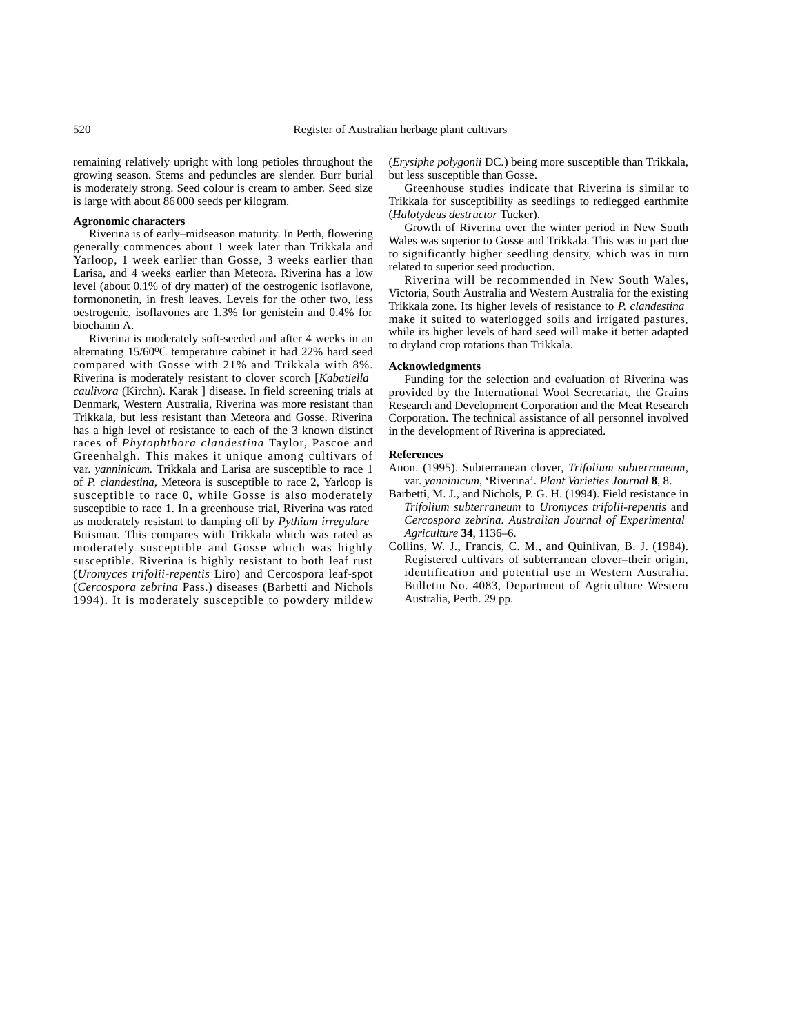remaining relatively upright with long petioles throughout the growing season. Stems and peduncles are slender. Burr burial is moderately strong. Seed colour is cream to amber. Seed size is large with about 86 000 seeds per kilogram.

### Agronomic characters

Riverina is of early–midseason maturity. In Perth, flowering generally commences about 1 week later than Trikkala and Yarloop, 1 week earlier than Gosse, 3 weeks earlier than Larisa, and 4 weeks earlier than Meteora. Riverina has a low level (about 0.1% of dry matter) of the oestrogenic isoflavone, formononetin, in fresh leaves. Levels for the other two, less oestrogenic, isoflavones are 1.3% for genistein and 0.4% for biochanin A.

Riverina is moderately soft-seeded and after 4 weeks in an alternating 15/60ºC temperature cabinet it had 22% hard seed compared with Gosse with 21% and Trikkala with 8%. Riverina is moderately resistant to clover scorch [*Kabatiella caulivora* (Kirchn). Karak ] disease. In field screening trials at Denmark, Western Australia, Riverina was more resistant than Trikkala, but less resistant than Meteora and Gosse. Riverina has a high level of resistance to each of the 3 known distinct races of *Phytophthora clandestina* Taylor, Pascoe and Greenhalgh. This makes it unique among cultivars of var. *yanninicum.* Trikkala and Larisa are susceptible to race 1 of *P. clandestina,* Meteora is susceptible to race 2, Yarloop is susceptible to race 0, while Gosse is also moderately susceptible to race 1. In a greenhouse trial, Riverina was rated as moderately resistant to damping off by *Pythium irregulare* Buisman. This compares with Trikkala which was rated as moderately susceptible and Gosse which was highly susceptible. Riverina is highly resistant to both leaf rust (*Uromyces trifolii-repentis* Liro) and Cercospora leaf-spot (*Cercospora zebrina* Pass.) diseases (Barbetti and Nichols 1994). It is moderately susceptible to powdery mildew (*Erysiphe polygonii* DC.) being more susceptible than Trikkala, but less susceptible than Gosse.

Greenhouse studies indicate that Riverina is similar to Trikkala for susceptibility as seedlings to redlegged earthmite (*Halotydeus destructor* Tucker).

Growth of Riverina over the winter period in New South Wales was superior to Gosse and Trikkala. This was in part due to significantly higher seedling density, which was in turn related to superior seed production.

Riverina will be recommended in New South Wales, Victoria, South Australia and Western Australia for the existing Trikkala zone. Its higher levels of resistance to *P. clandestina* make it suited to waterlogged soils and irrigated pastures, while its higher levels of hard seed will make it better adapted to dryland crop rotations than Trikkala.

### Acknowledgments

Funding for the selection and evaluation of Riverina was provided by the International Wool Secretariat, the Grains Research and Development Corporation and the Meat Research Corporation. The technical assistance of all personnel involved in the development of Riverina is appreciated.

### References

Anon. (1995). Subterranean clover, *Trifolium subterraneum*, var. *yanninicum*, 'Riverina'. *Plant Varieties Journal* **8**, 8.

Barbetti, M. J., and Nichols, P. G. H. (1994). Field resistance in *Trifolium subterraneum* to *Uromyces trifolii-repentis* and *Cercospora zebrina*. *Australian Journal of Experimental Agriculture* **34**, 1136–6.

Collins, W. J., Francis, C. M., and Quinlivan, B. J. (1984). Registered cultivars of subterranean clover–their origin, identification and potential use in Western Australia. Bulletin No. 4083, Department of Agriculture Western Australia, Perth. 29 pp.